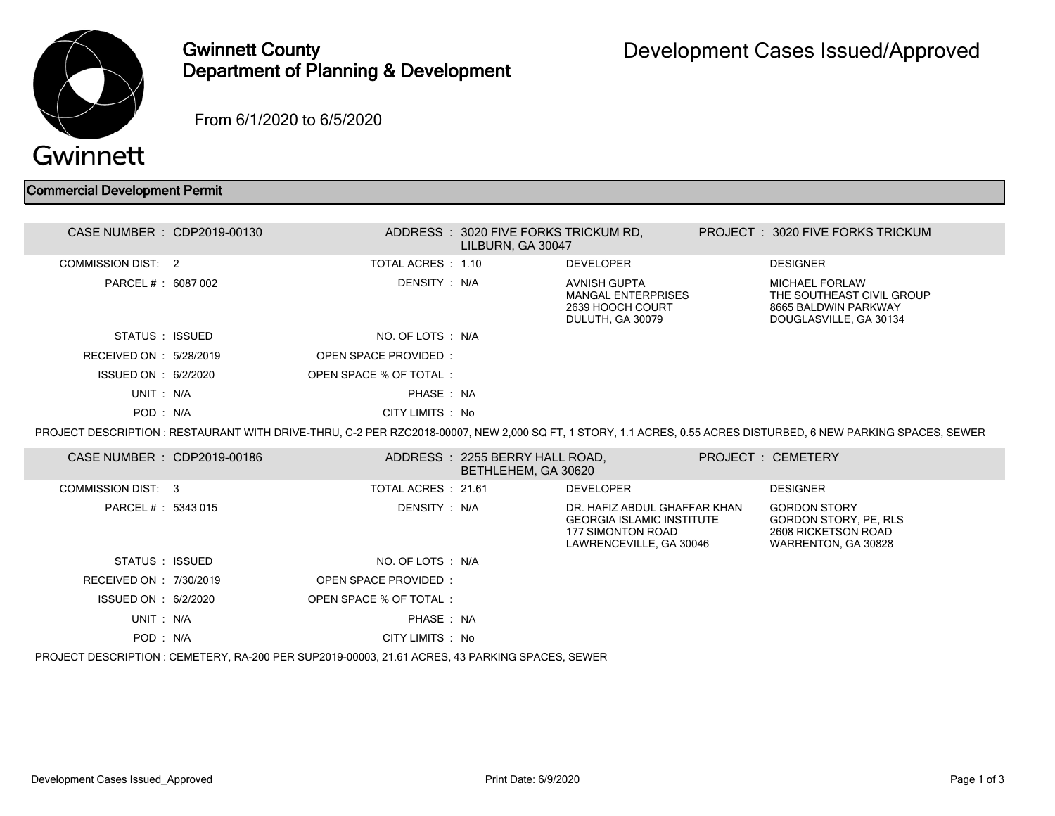# Gwinnett County
## Department of Planning & Development

# Development Cases Issued/Approved

From 6/1/2020 to 6/5/2020

## Commercial Development Permit

| | | | | | |
|---|---|---|---|---|---|
| CASE NUMBER : | CDP2019-00130 | ADDRESS : | 3020 FIVE FORKS TRICKUM RD, LILBURN, GA 30047 | PROJECT : | 3020 FIVE FORKS TRICKUM |
| COMMISSION DIST: | 2 | TOTAL ACRES : | 1.10 | DEVELOPER | DESIGNER |
| PARCEL # : | 6087 002 | DENSITY : | N/A | AVNISH GUPTA<br>MANGAL ENTERPRISES<br>2639 HOOCH COURT<br>DULUTH, GA 30079 | MICHAEL FORLAW<br>THE SOUTHEAST CIVIL GROUP<br>8665 BALDWIN PARKWAY<br>DOUGLASVILLE, GA 30134 |
| STATUS : | ISSUED | NO. OF LOTS : | N/A | | |
| RECEIVED ON : | 5/28/2019 | OPEN SPACE PROVIDED : | | | |
| ISSUED ON : | 6/2/2020 | OPEN SPACE % OF TOTAL : | | | |
| UNIT : | N/A | PHASE : | NA | | |
| POD : | N/A | CITY LIMITS : | No | | |

PROJECT DESCRIPTION : RESTAURANT WITH DRIVE-THRU, C-2 PER RZC2018-00007, NEW 2,000 SQ FT, 1 STORY, 1.1 ACRES, 0.55 ACRES DISTURBED, 6 NEW PARKING SPACES, SEWER

| | | | | | |
|---|---|---|---|---|---|
| CASE NUMBER : | CDP2019-00186 | ADDRESS : | 2255 BERRY HALL ROAD, BETHLEHEM, GA 30620 | PROJECT : | CEMETERY |
| COMMISSION DIST: | 3 | TOTAL ACRES : | 21.61 | DEVELOPER | DESIGNER |
| PARCEL # : | 5343 015 | DENSITY : | N/A | DR. HAFIZ ABDUL GHAFFAR KHAN<br>GEORGIA ISLAMIC INSTITUTE<br>177 SIMONTON ROAD<br>LAWRENCEVILLE, GA 30046 | GORDON STORY<br>GORDON STORY, PE, RLS<br>2608 RICKETSON ROAD<br>WARRENTON, GA 30828 |
| STATUS : | ISSUED | NO. OF LOTS : | N/A | | |
| RECEIVED ON : | 7/30/2019 | OPEN SPACE PROVIDED : | | | |
| ISSUED ON : | 6/2/2020 | OPEN SPACE % OF TOTAL : | | | |
| UNIT : | N/A | PHASE : | NA | | |
| POD : | N/A | CITY LIMITS : | No | | |

PROJECT DESCRIPTION : CEMETERY, RA-200 PER SUP2019-00003, 21.61 ACRES, 43 PARKING SPACES, SEWER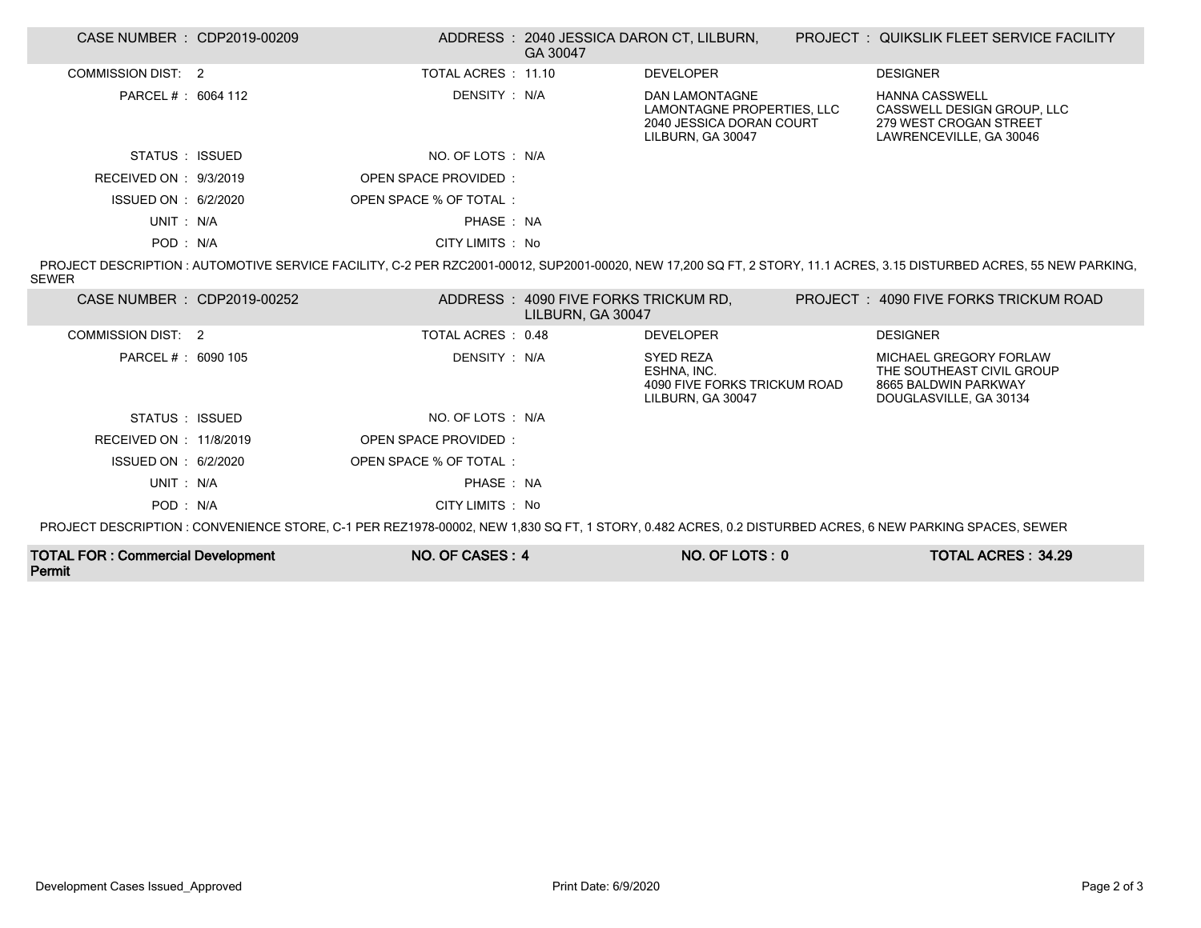| CASE NUMBER : CDP2019-00209 | ADDRESS : 2040 JESSICA DARON CT, LILBURN, GA 30047 | PROJECT : QUIKSLIK FLEET SERVICE FACILITY | |
|---|---|---|---|
| COMMISSION DIST: 2 | TOTAL ACRES : 11.10 | DEVELOPER | DESIGNER |
| PARCEL # : 6064 112 | DENSITY : N/A | DAN LAMONTAGNE<br>LAMONTAGNE PROPERTIES, LLC<br>2040 JESSICA DORAN COURT<br>LILBURN, GA 30047 | HANNA CASSWELL<br>CASSWELL DESIGN GROUP, LLC<br>279 WEST CROGAN STREET<br>LAWRENCEVILLE, GA 30046 |
| STATUS : ISSUED | NO. OF LOTS : N/A | | |
| RECEIVED ON : 9/3/2019 | OPEN SPACE PROVIDED : | | |
| ISSUED ON : 6/2/2020 | OPEN SPACE % OF TOTAL : | | |
| UNIT : N/A | PHASE : NA | | |
| POD : N/A | CITY LIMITS : No | | |

PROJECT DESCRIPTION : AUTOMOTIVE SERVICE FACILITY, C-2 PER RZC2001-00012, SUP2001-00020, NEW 17,200 SQ FT, 2 STORY, 11.1 ACRES, 3.15 DISTURBED ACRES, 55 NEW PARKING, SEWER

| CASE NUMBER : CDP2019-00252 | ADDRESS : 4090 FIVE FORKS TRICKUM RD, LILBURN, GA 30047 | PROJECT : 4090 FIVE FORKS TRICKUM ROAD | |
|---|---|---|---|
| COMMISSION DIST: 2 | TOTAL ACRES : 0.48 | DEVELOPER | DESIGNER |
| PARCEL # : 6090 105 | DENSITY : N/A | SYED REZA<br>ESHNA, INC.<br>4090 FIVE FORKS TRICKUM ROAD<br>LILBURN, GA 30047 | MICHAEL GREGORY FORLAW<br>THE SOUTHEAST CIVIL GROUP<br>8665 BALDWIN PARKWAY<br>DOUGLASVILLE, GA 30134 |
| STATUS : ISSUED | NO. OF LOTS : N/A | | |
| RECEIVED ON : 11/8/2019 | OPEN SPACE PROVIDED : | | |
| ISSUED ON : 6/2/2020 | OPEN SPACE % OF TOTAL : | | |
| UNIT : N/A | PHASE : NA | | |
| POD : N/A | CITY LIMITS : No | | |

PROJECT DESCRIPTION : CONVENIENCE STORE, C-1 PER REZ1978-00002, NEW 1,830 SQ FT, 1 STORY, 0.482 ACRES, 0.2 DISTURBED ACRES, 6 NEW PARKING SPACES, SEWER

| **TOTAL FOR : Commercial Development Permit** | **NO. OF CASES : 4** | **NO. OF LOTS : 0** | **TOTAL ACRES : 34.29** |
|---|---|---|---|

Development Cases Issued_Approved Print Date: 6/9/2020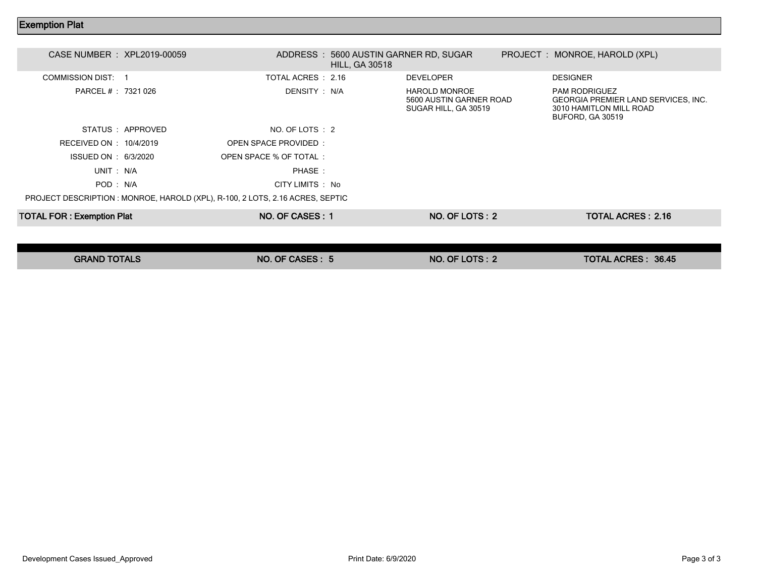## Exemption Plat

| | | | | | | | |
|---|---|---|---|---|---|---|---|
| CASE NUMBER : | XPL2019-00059 | ADDRESS : | 5600 AUSTIN GARNER RD, SUGAR HILL, GA 30518 | PROJECT : | MONROE, HAROLD (XPL) | | |
| COMMISSION DIST: | 1 | TOTAL ACRES : | 2.16 | DEVELOPER | | DESIGNER | |
| PARCEL # : | 7321 026 | DENSITY : | N/A | HAROLD MONROE<br>5600 AUSTIN GARNER ROAD<br>SUGAR HILL, GA 30519 | | PAM RODRIGUEZ<br>GEORGIA PREMIER LAND SERVICES, INC.<br>3010 HAMITLON MILL ROAD<br>BUFORD, GA 30519 | |
| STATUS : | APPROVED | NO. OF LOTS : | 2 | | | | |
| RECEIVED ON : | 10/4/2019 | OPEN SPACE PROVIDED : | | | | | |
| ISSUED ON : | 6/3/2020 | OPEN SPACE % OF TOTAL : | | | | | |
| UNIT : | N/A | PHASE : | | | | | |
| POD : | N/A | CITY LIMITS : | No | | | | |

PROJECT DESCRIPTION : MONROE, HAROLD (XPL), R-100, 2 LOTS, 2.16 ACRES, SEPTIC

| | | | |
|---|---|---|---|
| **TOTAL FOR : Exemption Plat** | **NO. OF CASES : 1** | **NO. OF LOTS : 2** | **TOTAL ACRES : 2.16** |

| | | | |
|---|---|---|---|
| **GRAND TOTALS** | **NO. OF CASES : 5** | **NO. OF LOTS : 2** | **TOTAL ACRES : 36.45** |